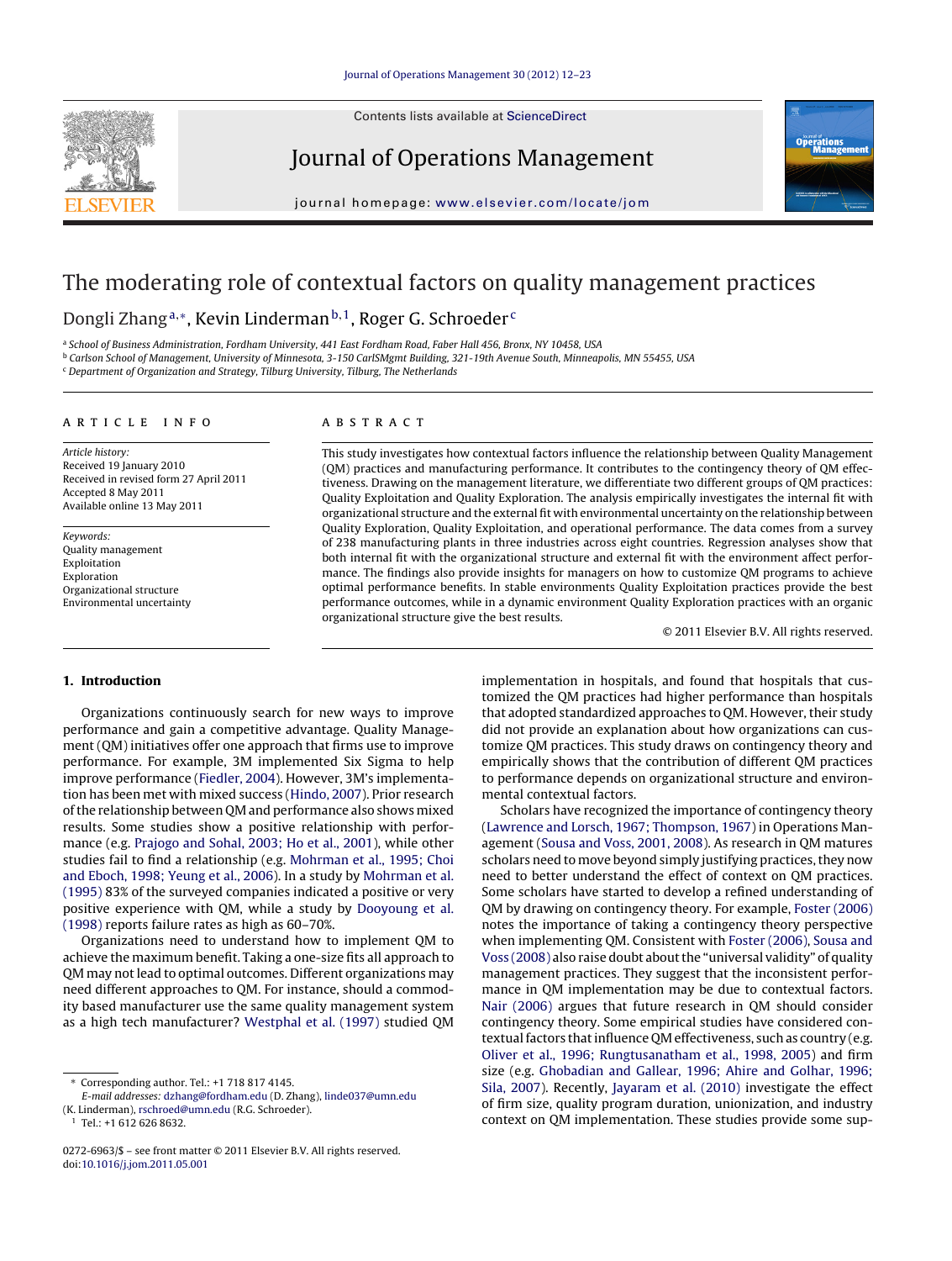# The moderating role of contextual factors on quality management practices

Dongli Zhang[a,*], Kevin Linderman[b,1], Roger G. Schroeder[c]

[a] School of Business Administration, Fordham University, 441 East Fordham Road, Faber Hall 456, Bronx, NY 10458, USA
[b] Carlson School of Management, University of Minnesota, 3-150 CarlSMgmt Building, 321-19th Avenue South, Minneapolis, MN 55455, USA
[c] Department of Organization and Strategy, Tilburg University, Tilburg, The Netherlands

**ARTICLE INFO**

*Article history:*
Received 19 January 2010
Received in revised form 27 April 2011
Accepted 8 May 2011
Available online 13 May 2011

*Keywords:*
Quality management
Exploitation
Exploration
Organizational structure
Environmental uncertainty

**ABSTRACT**

This study investigates how contextual factors influence the relationship between Quality Management (QM) practices and manufacturing performance. It contributes to the contingency theory of QM effectiveness. Drawing on the management literature, we differentiate two different groups of QM practices: Quality Exploitation and Quality Exploration. The analysis empirically investigates the internal fit with organizational structure and the external fit with environmental uncertainty on the relationship between Quality Exploration, Quality Exploitation, and operational performance. The data comes from a survey of 238 manufacturing plants in three industries across eight countries. Regression analyses show that both internal fit with the organizational structure and external fit with the environment affect performance. The findings also provide insights for managers on how to customize QM programs to achieve optimal performance benefits. In stable environments Quality Exploitation practices provide the best performance outcomes, while in a dynamic environment Quality Exploration practices with an organic organizational structure give the best results.

© 2011 Elsevier B.V. All rights reserved.

## 1. Introduction

Organizations continuously search for new ways to improve performance and gain a competitive advantage. Quality Management (QM) initiatives offer one approach that firms use to improve performance. For example, 3M implemented Six Sigma to help improve performance (Fiedler, 2004). However, 3M's implementation has been met with mixed success (Hindo, 2007). Prior research of the relationship between QM and performance also shows mixed results. Some studies show a positive relationship with performance (e.g. Prajogo and Sohal, 2003; Ho et al., 2001), while other studies fail to find a relationship (e.g. Mohrman et al., 1995; Choi and Eboch, 1998; Yeung et al., 2006). In a study by Mohrman et al. (1995) 83% of the surveyed companies indicated a positive or very positive experience with QM, while a study by Dooyoung et al. (1998) reports failure rates as high as 60–70%.

Organizations need to understand how to implement QM to achieve the maximum benefit. Taking a one-size fits all approach to QM may not lead to optimal outcomes. Different organizations may need different approaches to QM. For instance, should a commodity based manufacturer use the same quality management system as a high tech manufacturer? Westphal et al. (1997) studied QM implementation in hospitals, and found that hospitals that customized the QM practices had higher performance than hospitals that adopted standardized approaches to QM. However, their study did not provide an explanation about how organizations can customize QM practices. This study draws on contingency theory and empirically shows that the contribution of different QM practices to performance depends on organizational structure and environmental contextual factors.

Scholars have recognized the importance of contingency theory (Lawrence and Lorsch, 1967; Thompson, 1967) in Operations Management (Sousa and Voss, 2001, 2008). As research in QM matures scholars need to move beyond simply justifying practices, they now need to better understand the effect of context on QM practices. Some scholars have started to develop a refined understanding of QM by drawing on contingency theory. For example, Foster (2006) notes the importance of taking a contingency theory perspective when implementing QM. Consistent with Foster (2006), Sousa and Voss (2008) also raise doubt about the "universal validity" of quality management practices. They suggest that the inconsistent performance in QM implementation may be due to contextual factors. Nair (2006) argues that future research in QM should consider contingency theory. Some empirical studies have considered contextual factors that influence QM effectiveness, such as country (e.g. Oliver et al., 1996; Rungtusanatham et al., 1998, 2005) and firm size (e.g. Ghobadian and Gallear, 1996; Ahire and Golhar, 1996; Sila, 2007). Recently, Jayaram et al. (2010) investigate the effect of firm size, quality program duration, unionization, and industry context on QM implementation. These studies provide some sup-

---

* Corresponding author. Tel.: +1 718 817 4145.
E-mail addresses: dzhang@fordham.edu (D. Zhang), linde037@umn.edu (K. Linderman), rschroed@umn.edu (R.G. Schroeder).
1 Tel.: +1 612 626 8632.

0272-6963/$ – see front matter © 2011 Elsevier B.V. All rights reserved.
doi:10.1016/j.jom.2011.05.001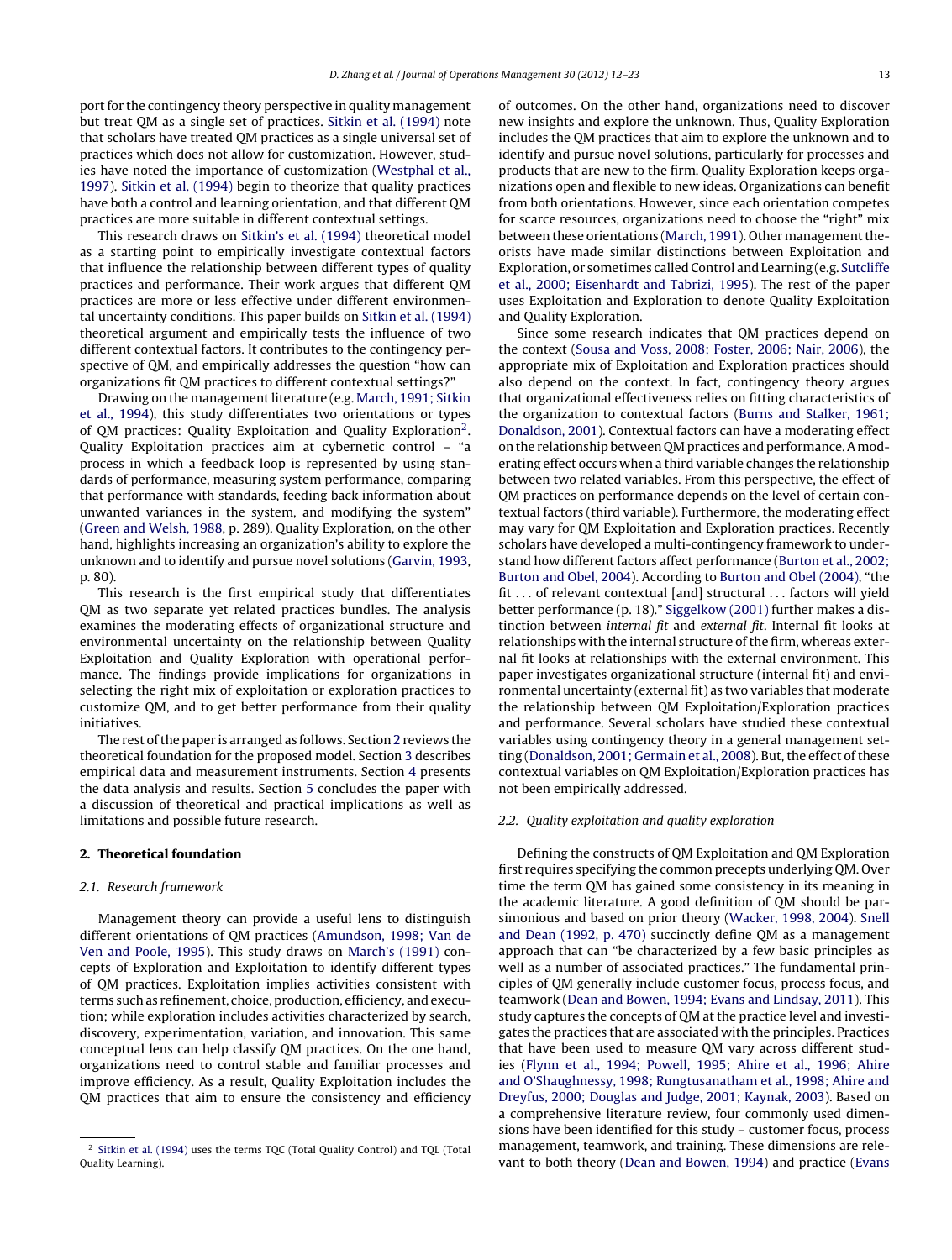port for the contingency theory perspective in quality management but treat QM as a single set of practices. Sitkin et al. (1994) note that scholars have treated QM practices as a single universal set of practices which does not allow for customization. However, studies have noted the importance of customization (Westphal et al., 1997). Sitkin et al. (1994) begin to theorize that quality practices have both a control and learning orientation, and that different QM practices are more suitable in different contextual settings.

This research draws on Sitkin's et al. (1994) theoretical model as a starting point to empirically investigate contextual factors that influence the relationship between different types of quality practices and performance. Their work argues that different QM practices are more or less effective under different environmental uncertainty conditions. This paper builds on Sitkin et al. (1994) theoretical argument and empirically tests the influence of two different contextual factors. It contributes to the contingency perspective of QM, and empirically addresses the question "how can organizations fit QM practices to different contextual settings?"

Drawing on the management literature (e.g. March, 1991; Sitkin et al., 1994), this study differentiates two orientations or types of QM practices: Quality Exploitation and Quality Exploration[2]. Quality Exploitation practices aim at cybernetic control – "a process in which a feedback loop is represented by using standards of performance, measuring system performance, comparing that performance with standards, feeding back information about unwanted variances in the system, and modifying the system" (Green and Welsh, 1988, p. 289). Quality Exploration, on the other hand, highlights increasing an organization's ability to explore the unknown and to identify and pursue novel solutions (Garvin, 1993, p. 80).

This research is the first empirical study that differentiates QM as two separate yet related practices bundles. The analysis examines the moderating effects of organizational structure and environmental uncertainty on the relationship between Quality Exploitation and Quality Exploration with operational performance. The findings provide implications for organizations in selecting the right mix of exploitation or exploration practices to customize QM, and to get better performance from their quality initiatives.

The rest of the paper is arranged as follows. Section 2 reviews the theoretical foundation for the proposed model. Section 3 describes empirical data and measurement instruments. Section 4 presents the data analysis and results. Section 5 concludes the paper with a discussion of theoretical and practical implications as well as limitations and possible future research.

## 2. Theoretical foundation

### 2.1. Research framework

Management theory can provide a useful lens to distinguish different orientations of QM practices (Amundson, 1998; Van de Ven and Poole, 1995). This study draws on March's (1991) concepts of Exploration and Exploitation to identify different types of QM practices. Exploitation implies activities consistent with terms such as refinement, choice, production, efficiency, and execution; while exploration includes activities characterized by search, discovery, experimentation, variation, and innovation. This same conceptual lens can help classify QM practices. On the one hand, organizations need to control stable and familiar processes and improve efficiency. As a result, Quality Exploitation includes the QM practices that aim to ensure the consistency and efficiency of outcomes. On the other hand, organizations need to discover new insights and explore the unknown. Thus, Quality Exploration includes the QM practices that aim to explore the unknown and to identify and pursue novel solutions, particularly for processes and products that are new to the firm. Quality Exploration keeps organizations open and flexible to new ideas. Organizations can benefit from both orientations. However, since each orientation competes for scarce resources, organizations need to choose the "right" mix between these orientations (March, 1991). Other management theorists have made similar distinctions between Exploitation and Exploration, or sometimes called Control and Learning (e.g. Sutcliffe et al., 2000; Eisenhardt and Tabrizi, 1995). The rest of the paper uses Exploitation and Exploration to denote Quality Exploitation and Quality Exploration.

Since some research indicates that QM practices depend on the context (Sousa and Voss, 2008; Foster, 2006; Nair, 2006), the appropriate mix of Exploitation and Exploration practices should also depend on the context. In fact, contingency theory argues that organizational effectiveness relies on fitting characteristics of the organization to contextual factors (Burns and Stalker, 1961; Donaldson, 2001). Contextual factors can have a moderating effect on the relationship between QM practices and performance. A moderating effect occurs when a third variable changes the relationship between two related variables. From this perspective, the effect of QM practices on performance depends on the level of certain contextual factors (third variable). Furthermore, the moderating effect may vary for QM Exploitation and Exploration practices. Recently scholars have developed a multi-contingency framework to understand how different factors affect performance (Burton et al., 2002; Burton and Obel, 2004). According to Burton and Obel (2004), "the fit ... of relevant contextual [and] structural ... factors will yield better performance (p. 18)." Siggelkow (2001) further makes a distinction between *internal fit* and *external fit*. Internal fit looks at relationships with the internal structure of the firm, whereas external fit looks at relationships with the external environment. This paper investigates organizational structure (internal fit) and environmental uncertainty (external fit) as two variables that moderate the relationship between QM Exploitation/Exploration practices and performance. Several scholars have studied these contextual variables using contingency theory in a general management setting (Donaldson, 2001; Germain et al., 2008). But, the effect of these contextual variables on QM Exploitation/Exploration practices has not been empirically addressed.

### 2.2. Quality exploitation and quality exploration

Defining the constructs of QM Exploitation and QM Exploration first requires specifying the common precepts underlying QM. Over time the term QM has gained some consistency in its meaning in the academic literature. A good definition of QM should be parsimonious and based on prior theory (Wacker, 1998, 2004). Snell and Dean (1992, p. 470) succinctly define QM as a management approach that can "be characterized by a few basic principles as well as a number of associated practices." The fundamental principles of QM generally include customer focus, process focus, and teamwork (Dean and Bowen, 1994; Evans and Lindsay, 2011). This study captures the concepts of QM at the practice level and investigates the practices that are associated with the principles. Practices that have been used to measure QM vary across different studies (Flynn et al., 1994; Powell, 1995; Ahire et al., 1996; Ahire and O'Shaughnessy, 1998; Rungtusanatham et al., 1998; Ahire and Dreyfus, 2000; Douglas and Judge, 2001; Kaynak, 2003). Based on a comprehensive literature review, four commonly used dimensions have been identified for this study – customer focus, process management, teamwork, and training. These dimensions are relevant to both theory (Dean and Bowen, 1994) and practice (Evans

[2] Sitkin et al. (1994) uses the terms TQC (Total Quality Control) and TQL (Total Quality Learning).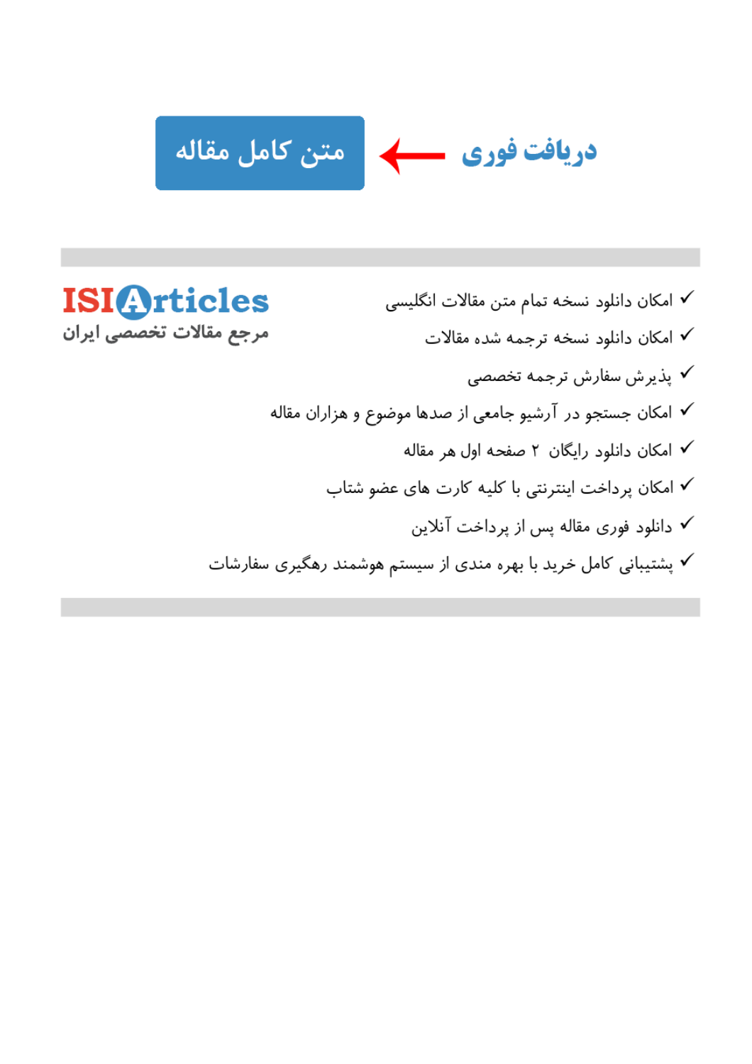دریافت فوری ← **متن کامل مقاله**

**ISIArticles**
مرجع مقالات تخصصی ایران

- ✓ امکان دانلود نسخه تمام متن مقالات انگلیسی
- ✓ امکان دانلود نسخه ترجمه شده مقالات
- ✓ پذیرش سفارش ترجمه تخصصی
- ✓ امکان جستجو در آرشیو جامعی از صدها موضوع و هزاران مقاله
- ✓ امکان دانلود رایگان ۲ صفحه اول هر مقاله
- ✓ امکان پرداخت اینترنتی با کلیه کارت های عضو شتاب
- ✓ دانلود فوری مقاله پس از پرداخت آنلاین
- ✓ پشتیبانی کامل خرید با بهره مندی از سیستم هوشمند رهگیری سفارشات